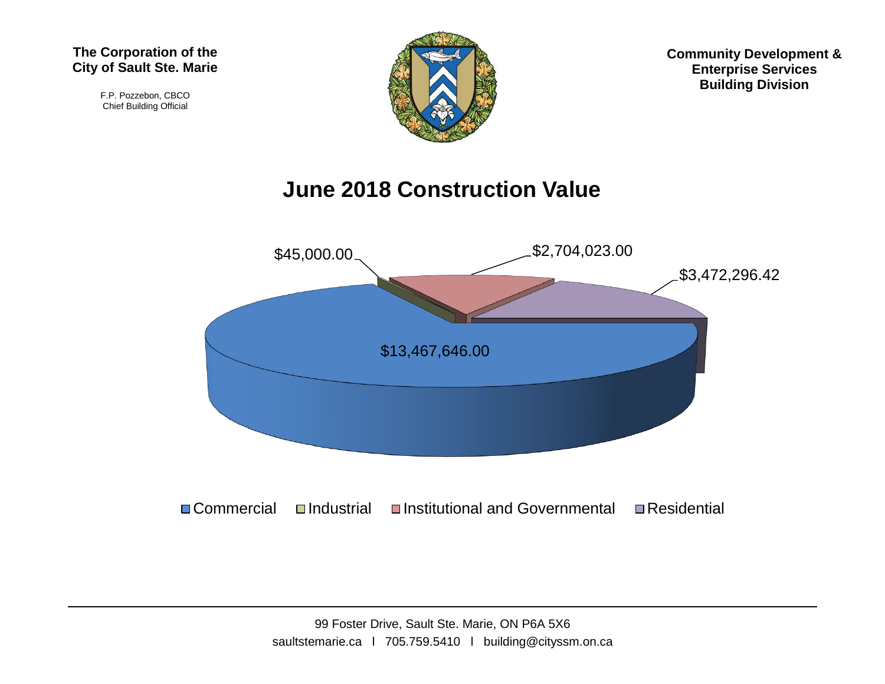**The Corporation of the City of Sault Ste. Marie**

F.P. Pozzebon, CBCO
Chief Building Official

**Community Development & Enterprise Services Building Division**

# June 2018 Construction Value

| Category | Value |
| --- | --- |
| Commercial | $13,467,646.00 |
| Industrial | $45,000.00 |
| Institutional and Governmental | $2,704,023.00 |
| Residential | $3,472,296.42 |

99 Foster Drive, Sault Ste. Marie, ON P6A 5X6
saultstemarie.ca | 705.759.5410 | building@cityssm.on.ca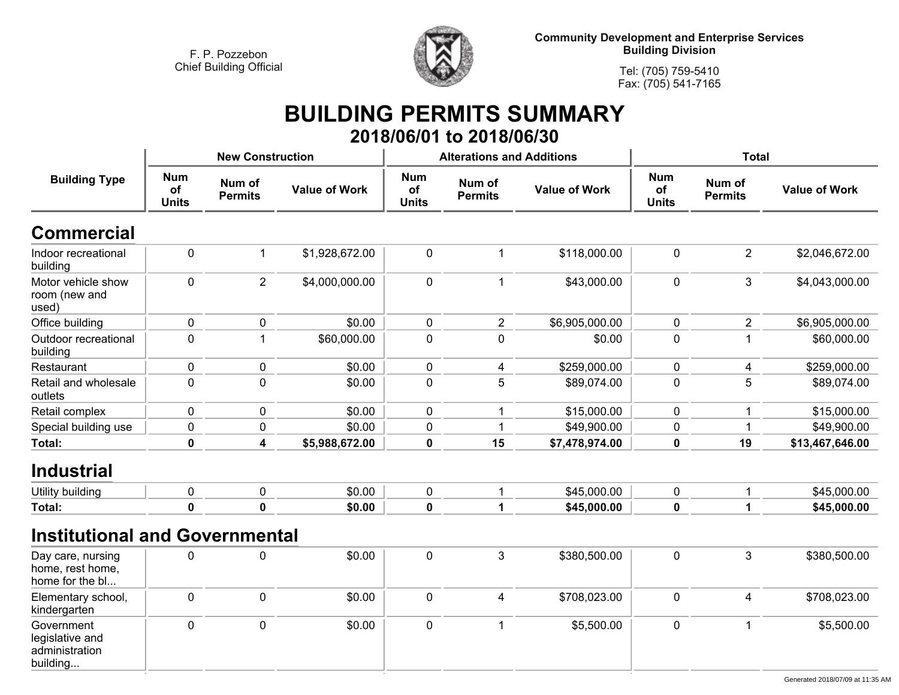F. P. Pozzebon
Chief Building Official

**Community Development and Enterprise Services**
**Building Division**

Tel: (705) 759-5410
Fax: (705) 541-7165

# BUILDING PERMITS SUMMARY

## 2018/06/01 to 2018/06/30

| Building Type | New Construction | | | Alterations and Additions | | | Total | | |
|---|---|---|---|---|---|---|---|---|---|
| | Num of Units | Num of Permits | Value of Work | Num of Units | Num of Permits | Value of Work | Num of Units | Num of Permits | Value of Work |
| **Commercial** | | | | | | | | | |
| Indoor recreational building | 0 | 1 | $1,928,672.00 | 0 | 1 | $118,000.00 | 0 | 2 | $2,046,672.00 |
| Motor vehicle show room (new and used) | 0 | 2 | $4,000,000.00 | 0 | 1 | $43,000.00 | 0 | 3 | $4,043,000.00 |
| Office building | 0 | 0 | $0.00 | 0 | 2 | $6,905,000.00 | 0 | 2 | $6,905,000.00 |
| Outdoor recreational building | 0 | 1 | $60,000.00 | 0 | 0 | $0.00 | 0 | 1 | $60,000.00 |
| Restaurant | 0 | 0 | $0.00 | 0 | 4 | $259,000.00 | 0 | 4 | $259,000.00 |
| Retail and wholesale outlets | 0 | 0 | $0.00 | 0 | 5 | $89,074.00 | 0 | 5 | $89,074.00 |
| Retail complex | 0 | 0 | $0.00 | 0 | 1 | $15,000.00 | 0 | 1 | $15,000.00 |
| Special building use | 0 | 0 | $0.00 | 0 | 1 | $49,900.00 | 0 | 1 | $49,900.00 |
| **Total:** | **0** | **4** | **$5,988,672.00** | **0** | **15** | **$7,478,974.00** | **0** | **19** | **$13,467,646.00** |
| **Industrial** | | | | | | | | | |
| Utility building | 0 | 0 | $0.00 | 0 | 1 | $45,000.00 | 0 | 1 | $45,000.00 |
| **Total:** | **0** | **0** | **$0.00** | **0** | **1** | **$45,000.00** | **0** | **1** | **$45,000.00** |
| **Institutional and Governmental** | | | | | | | | | |
| Day care, nursing home, rest home, home for the bl... | 0 | 0 | $0.00 | 0 | 3 | $380,500.00 | 0 | 3 | $380,500.00 |
| Elementary school, kindergarten | 0 | 0 | $0.00 | 0 | 4 | $708,023.00 | 0 | 4 | $708,023.00 |
| Government legislative and administration building... | 0 | 0 | $0.00 | 0 | 1 | $5,500.00 | 0 | 1 | $5,500.00 |

Generated 2018/07/09 at 11:35 AM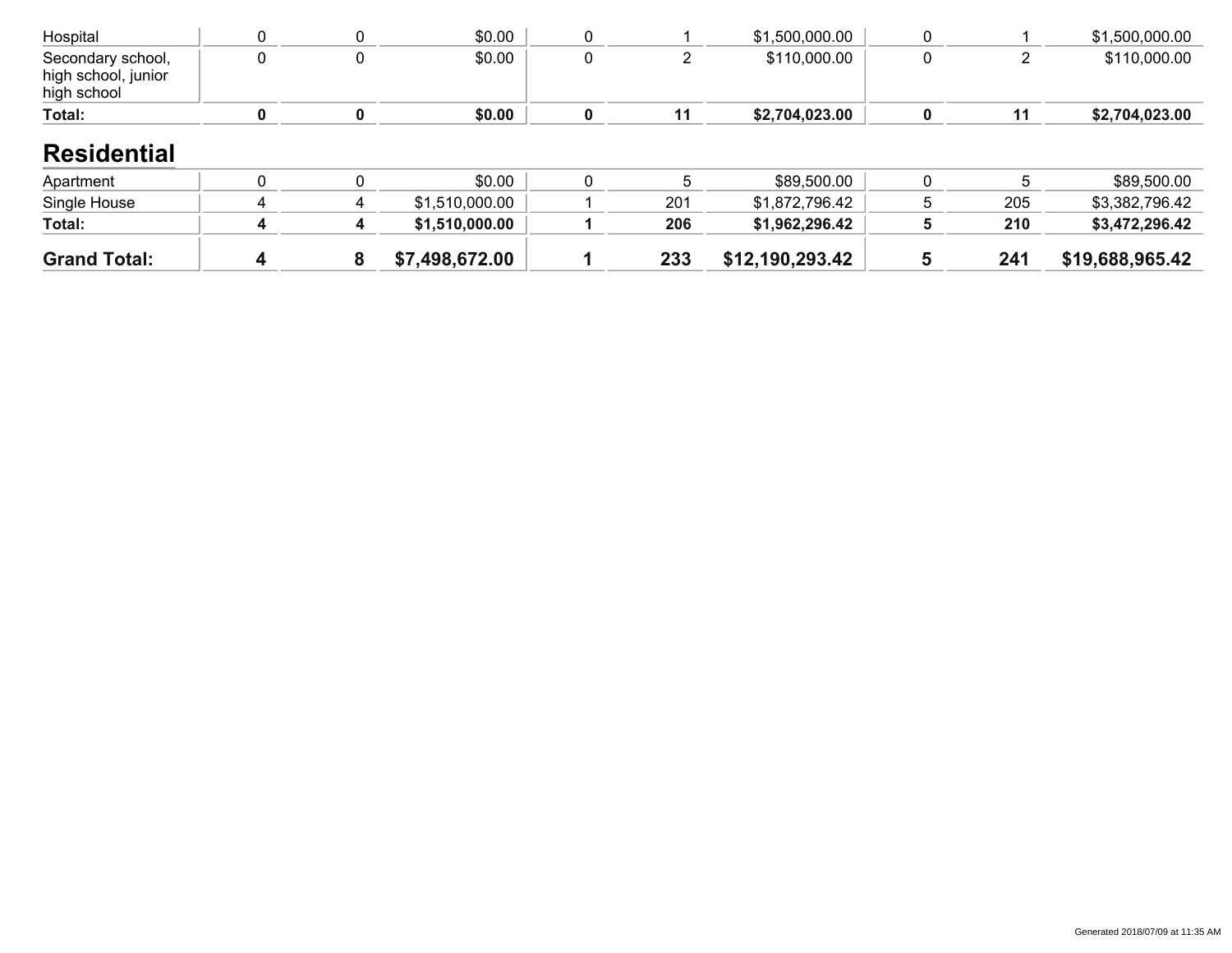| | | | | | | | | | |
|---|---|---|---|---|---|---|---|---|---|
| Hospital | 0 | 0 | $0.00 | 0 | 1 | $1,500,000.00 | 0 | 1 | $1,500,000.00 |
| Secondary school, high school, junior high school | 0 | 0 | $0.00 | 0 | 2 | $110,000.00 | 0 | 2 | $110,000.00 |
| **Total:** | **0** | **0** | **$0.00** | **0** | **11** | **$2,704,023.00** | **0** | **11** | **$2,704,023.00** |

## Residential

| | | | | | | | | | |
|---|---|---|---|---|---|---|---|---|---|
| Apartment | 0 | 0 | $0.00 | 0 | 5 | $89,500.00 | 0 | 5 | $89,500.00 |
| Single House | 4 | 4 | $1,510,000.00 | 1 | 201 | $1,872,796.42 | 5 | 205 | $3,382,796.42 |
| **Total:** | **4** | **4** | **$1,510,000.00** | **1** | **206** | **$1,962,296.42** | **5** | **210** | **$3,472,296.42** |
| **Grand Total:** | **4** | **8** | **$7,498,672.00** | **1** | **233** | **$12,190,293.42** | **5** | **241** | **$19,688,965.42** |

Generated 2018/07/09 at 11:35 AM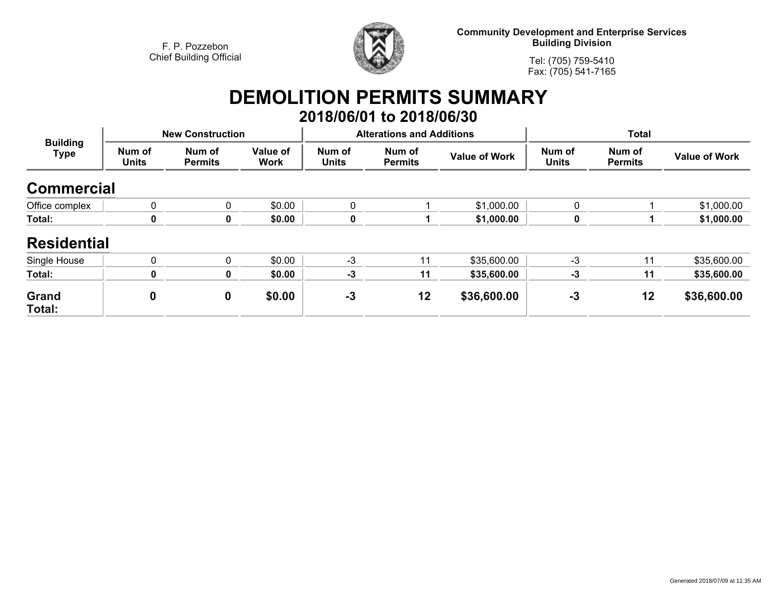F. P. Pozzebon
Chief Building Official

**Community Development and Enterprise Services**
**Building Division**

Tel: (705) 759-5410
Fax: (705) 541-7165

# DEMOLITION PERMITS SUMMARY

## 2018/06/01 to 2018/06/30

| Building Type | New Construction | | | Alterations and Additions | | | Total | | |
|---|---|---|---|---|---|---|---|---|---|
| | Num of Units | Num of Permits | Value of Work | Num of Units | Num of Permits | Value of Work | Num of Units | Num of Permits | Value of Work |
| **Commercial** | | | | | | | | | |
| Office complex | 0 | 0 | $0.00 | 0 | 1 | $1,000.00 | 0 | 1 | $1,000.00 |
| **Total:** | **0** | **0** | **$0.00** | **0** | **1** | **$1,000.00** | **0** | **1** | **$1,000.00** |
| **Residential** | | | | | | | | | |
| Single House | 0 | 0 | $0.00 | -3 | 11 | $35,600.00 | -3 | 11 | $35,600.00 |
| **Total:** | **0** | **0** | **$0.00** | **-3** | **11** | **$35,600.00** | **-3** | **11** | **$35,600.00** |
| **Grand Total:** | **0** | **0** | **$0.00** | **-3** | **12** | **$36,600.00** | **-3** | **12** | **$36,600.00** |

Generated 2018/07/09 at 11:35 AM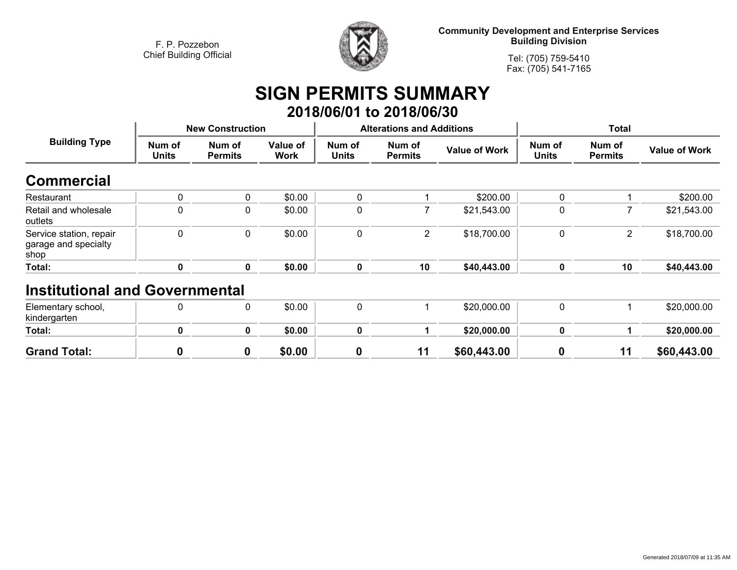F. P. Pozzebon
Chief Building Official

**Community Development and Enterprise Services**
**Building Division**

Tel: (705) 759-5410
Fax: (705) 541-7165

# SIGN PERMITS SUMMARY
## 2018/06/01 to 2018/06/30

| Building Type | New Construction | | | Alterations and Additions | | | Total | | |
|---|---|---|---|---|---|---|---|---|---|
| | Num of Units | Num of Permits | Value of Work | Num of Units | Num of Permits | Value of Work | Num of Units | Num of Permits | Value of Work |
| **Commercial** | | | | | | | | | |
| Restaurant | 0 | 0 | $0.00 | 0 | 1 | $200.00 | 0 | 1 | $200.00 |
| Retail and wholesale outlets | 0 | 0 | $0.00 | 0 | 7 | $21,543.00 | 0 | 7 | $21,543.00 |
| Service station, repair garage and specialty shop | 0 | 0 | $0.00 | 0 | 2 | $18,700.00 | 0 | 2 | $18,700.00 |
| **Total:** | **0** | **0** | **$0.00** | **0** | **10** | **$40,443.00** | **0** | **10** | **$40,443.00** |
| **Institutional and Governmental** | | | | | | | | | |
| Elementary school, kindergarten | 0 | 0 | $0.00 | 0 | 1 | $20,000.00 | 0 | 1 | $20,000.00 |
| **Total:** | **0** | **0** | **$0.00** | **0** | **1** | **$20,000.00** | **0** | **1** | **$20,000.00** |
| **Grand Total:** | **0** | **0** | **$0.00** | **0** | **11** | **$60,443.00** | **0** | **11** | **$60,443.00** |

Generated 2018/07/09 at 11:35 AM